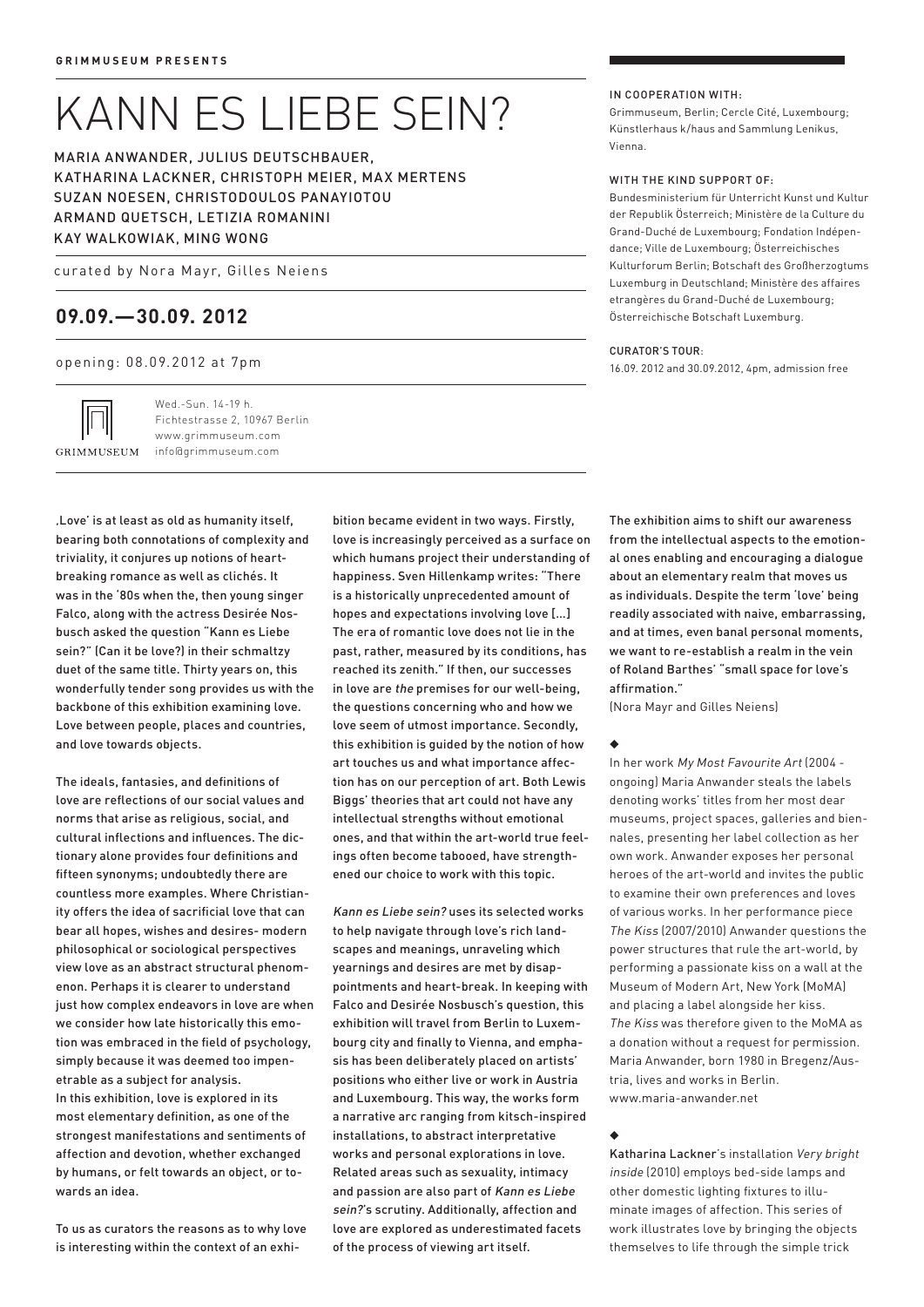**GRIMMUSEUM PRESENTS**

# KANN ES LIEBE SEIN?

MARIA ANWANDER, JULIUS DEUTSCHBAUER,
KATHARINA LACKNER, CHRISTOPH MEIER, MAX MERTENS
SUZAN NOESEN, CHRISTODOULOS PANAYIOTOU
ARMAND QUETSCH, LETIZIA ROMANINI
KAY WALKOWIAK, MING WONG

curated by Nora Mayr, Gilles Neiens

## 09.09.—30.09. 2012

opening: 08.09.2012 at 7pm

GRIMMUSEUM

Wed.-Sun. 14-19 h.
Fichtestrasse 2, 10967 Berlin
www.grimmuseum.com
info@grimmuseum.com

IN COOPERATION WITH:
Grimmuseum, Berlin; Cercle Cité, Luxembourg; Künstlerhaus k/haus and Sammlung Lenikus, Vienna.

WITH THE KIND SUPPORT OF:
Bundesministerium für Unterricht Kunst und Kultur der Republik Österreich; Ministère de la Culture du Grand-Duché de Luxembourg; Fondation Indépendance; Ville de Luxembourg; Österreichisches Kulturforum Berlin; Botschaft des Großherzogtums Luxemburg in Deutschland; Ministère des affaires etrangères du Grand-Duché de Luxembourg; Österreichische Botschaft Luxemburg.

CURATOR'S TOUR:
16.09. 2012 and 30.09.2012, 4pm, admission free

'Love' is at least as old as humanity itself, bearing both connotations of complexity and triviality, it conjures up notions of heartbreaking romance as well as clichés. It was in the '80s when the, then young singer Falco, along with the actress Desirée Nosbusch asked the question "Kann es Liebe sein?" (Can it be love?) in their schmaltzy duet of the same title. Thirty years on, this wonderfully tender song provides us with the backbone of this exhibition examining love. Love between people, places and countries, and love towards objects.

The ideals, fantasies, and definitions of love are reflections of our social values and norms that arise as religious, social, and cultural inflections and influences. The dictionary alone provides four definitions and fifteen synonyms; undoubtedly there are countless more examples. Where Christianity offers the idea of sacrificial love that can bear all hopes, wishes and desires- modern philosophical or sociological perspectives view love as an abstract structural phenomenon. Perhaps it is clearer to understand just how complex endeavors in love are when we consider how late historically this emotion was embraced in the field of psychology, simply because it was deemed too impenetrable as a subject for analysis.
In this exhibition, love is explored in its most elementary definition, as one of the strongest manifestations and sentiments of affection and devotion, whether exchanged by humans, or felt towards an object, or towards an idea.

To us as curators the reasons as to why love is interesting within the context of an exhibition became evident in two ways. Firstly, love is increasingly perceived as a surface on which humans project their understanding of happiness. Sven Hillenkamp writes: "There is a historically unprecedented amount of hopes and expectations involving love [...] The era of romantic love does not lie in the past, rather, measured by its conditions, has reached its zenith." If then, our successes in love are *the* premises for our well-being, the questions concerning who and how we love seem of utmost importance. Secondly, this exhibition is guided by the notion of how art touches us and what importance affection has on our perception of art. Both Lewis Biggs' theories that art could not have any intellectual strengths without emotional ones, and that within the art-world true feelings often become tabooed, have strengthened our choice to work with this topic.

*Kann es Liebe sein?* uses its selected works to help navigate through love's rich landscapes and meanings, unraveling which yearnings and desires are met by disappointments and heart-break. In keeping with Falco and Desirée Nosbusch's question, this exhibition will travel from Berlin to Luxembourg city and finally to Vienna, and emphasis has been deliberately placed on artists' positions who either live or work in Austria and Luxembourg. This way, the works form a narrative arc ranging from kitsch-inspired installations, to abstract interpretative works and personal explorations in love. Related areas such as sexuality, intimacy and passion are also part of *Kann es Liebe sein?*'s scrutiny. Additionally, affection and love are explored as underestimated facets of the process of viewing art itself.

The exhibition aims to shift our awareness from the intellectual aspects to the emotional ones enabling and encouraging a dialogue about an elementary realm that moves us as individuals. Despite the term 'love' being readily associated with naive, embarrassing, and at times, even banal personal moments, we want to re-establish a realm in the vein of Roland Barthes' "small space for love's affirmation."
(Nora Mayr and Gilles Neiens)

◆

In her work *My Most Favourite Art* (2004 - ongoing) Maria Anwander steals the labels denoting works' titles from her most dear museums, project spaces, galleries and biennales, presenting her label collection as her own work. Anwander exposes her personal heroes of the art-world and invites the public to examine their own preferences and loves of various works. In her performance piece *The Kiss* (2007/2010) Anwander questions the power structures that rule the art-world, by performing a passionate kiss on a wall at the Museum of Modern Art, New York (MoMA) and placing a label alongside her kiss. *The Kiss* was therefore given to the MoMA as a donation without a request for permission. Maria Anwander, born 1980 in Bregenz/Austria, lives and works in Berlin.
www.maria-anwander.net

◆

**Katharina Lackner**'s installation *Very bright inside* (2010) employs bed-side lamps and other domestic lighting fixtures to illuminate images of affection. This series of work illustrates love by bringing the objects themselves to life through the simple trick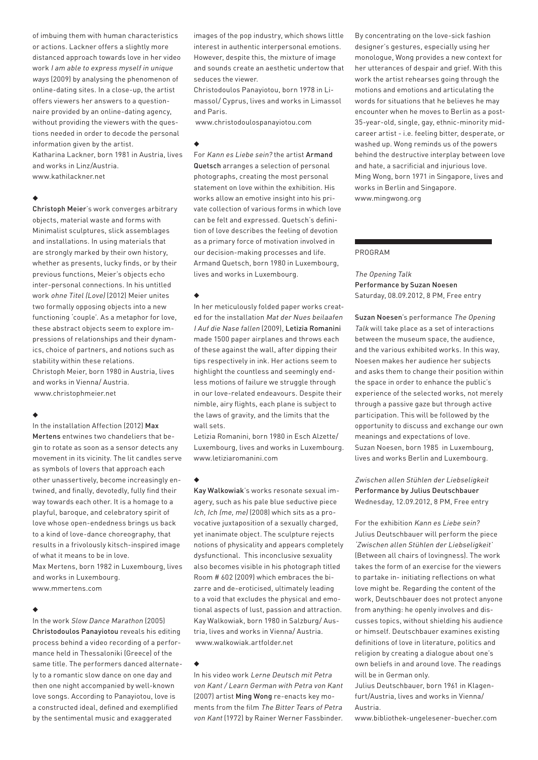of imbuing them with human characteristics or actions. Lackner offers a slightly more distanced approach towards love in her video work *I am able to express myself in unique ways* (2009) by analysing the phenomenon of online-dating sites. In a close-up, the artist offers viewers her answers to a questionnaire provided by an online-dating agency, without providing the viewers with the questions needed in order to decode the personal information given by the artist.
Katharina Lackner, born 1981 in Austria, lives and works in Linz/Austria.
www.kathilackner.net

◆

**Christoph Meier**'s work converges arbitrary objects, material waste and forms with Minimalist sculptures, slick assemblages and installations. In using materials that are strongly marked by their own history, whether as presents, lucky finds, or by their previous functions, Meier's objects echo inter-personal connections. In his untitled work *ohne Titel (Love)* (2012) Meier unites two formally opposing objects into a new functioning 'couple'. As a metaphor for love, these abstract objects seem to explore impressions of relationships and their dynamics, choice of partners, and notions such as stability within these relations.
Christoph Meier, born 1980 in Austria, lives and works in Vienna/ Austria.
www.christophmeier.net

◆

In the installation Affection (2012) **Max Mertens** entwines two chandeliers that begin to rotate as soon as a sensor detects any movement in its vicinity. The lit candles serve as symbols of lovers that approach each other unassertively, become increasingly entwined, and finally, devotedly, fully find their way towards each other. It is a homage to a playful, baroque, and celebratory spirit of love whose open-endedness brings us back to a kind of love-dance choreography, that results in a frivolously kitsch-inspired image of what it means to be in love.
Max Mertens, born 1982 in Luxembourg, lives and works in Luxembourg.
www.mmertens.com

◆

In the work *Slow Dance Marathon* (2005) **Christodoulos Panayiotou** reveals his editing process behind a video recording of a performance held in Thessaloniki (Greece) of the same title. The performers danced alternately to a romantic slow dance on one day and then one night accompanied by well-known love songs. According to Panayiotou, love is a constructed ideal, defined and exemplified by the sentimental music and exaggerated images of the pop industry, which shows little interest in authentic interpersonal emotions. However, despite this, the mixture of image and sounds create an aesthetic undertow that seduces the viewer.
Christodoulos Panayiotou, born 1978 in Limassol/ Cyprus, lives and works in Limassol and Paris.
www.christodoulospanayiotou.com

◆

For *Kann es Liebe sein?* the artist **Armand Quetsch** arranges a selection of personal photographs, creating the most personal statement on love within the exhibition. His works allow an emotive insight into his private collection of various forms in which love can be felt and expressed. Quetsch's definition of love describes the feeling of devotion as a primary force of motivation involved in our decision-making processes and life.
Armand Quetsch, born 1980 in Luxembourg, lives and works in Luxembourg.

◆

In her meticulously folded paper works created for the installation *Mat der Nues beilaafen / Auf die Nase fallen* (2009), **Letizia Romanini** made 1500 paper airplanes and throws each of these against the wall, after dipping their tips respectively in ink. Her actions seem to highlight the countless and seemingly endless motions of failure we struggle through in our love-related endeavours. Despite their nimble, airy flights, each plane is subject to the laws of gravity, and the limits that the wall sets.
Letizia Romanini, born 1980 in Esch Alzette/ Luxembourg, lives and works in Luxembourg.
www.letiziaromanini.com

◆

**Kay Walkowiak**'s works resonate sexual imagery, such as his pale blue seductive piece *Ich, Ich (me, me)* (2008) which sits as a provocative juxtaposition of a sexually charged, yet inanimate object. The sculpture rejects notions of physicality and appears completely dysfunctional. This inconclusive sexuality also becomes visible in his photograph titled Room # 602 (2009) which embraces the bizarre and de-eroticised, ultimately leading to a void that excludes the physical and emotional aspects of lust, passion and attraction.
Kay Walkowiak, born 1980 in Salzburg/ Austria, lives and works in Vienna/ Austria.
www.walkowiak.artfolder.net

◆

In his video work *Lerne Deutsch mit Petra von Kant / Learn German with Petra von Kant* (2007) artist **Ming Wong** re-enacts key moments from the film *The Bitter Tears of Petra von Kant* (1972) by Rainer Werner Fassbinder. By concentrating on the love-sick fashion designer's gestures, especially using her monologue, Wong provides a new context for her utterances of despair and grief. With this work the artist rehearses going through the motions and emotions and articulating the words for situations that he believes he may encounter when he moves to Berlin as a post-35-year-old, single, gay, ethnic-minority mid-career artist - i.e. feeling bitter, desperate, or washed up. Wong reminds us of the powers behind the destructive interplay between love and hate, a sacrificial and injurious love.
Ming Wong, born 1971 in Singapore, lives and works in Berlin and Singapore.
www.mingwong.org

## PROGRAM

*The Opening Talk*
**Performance by Suzan Noesen**
Saturday, 08.09.2012, 8 PM, Free entry

**Suzan Noesen**'s performance *The Opening Talk* will take place as a set of interactions between the museum space, the audience, and the various exhibited works. In this way, Noesen makes her audience her subjects and asks them to change their position within the space in order to enhance the public's experience of the selected works, not merely through a passive gaze but through active participation. This will be followed by the opportunity to discuss and exchange our own meanings and expectations of love.
Suzan Noesen, born 1985 in Luxembourg, lives and works Berlin and Luxembourg.

*Zwischen allen Stühlen der Liebseligkeit*
**Performance by Julius Deutschbauer**
Wednesday, 12.09.2012, 8 PM, Free entry

For the exhibition *Kann es Liebe sein?* Julius Deutschbauer will perform the piece *'Zwischen allen Stühlen der Liebseligkeit'* (Between all chairs of lovingness). The work takes the form of an exercise for the viewers to partake in- initiating reflections on what love might be. Regarding the content of the work, Deutschbauer does not protect anyone from anything: he openly involves and discusses topics, without shielding his audience or himself. Deutschbauer examines existing definitions of love in literature, politics and religion by creating a dialogue about one's own beliefs in and around love. The readings will be in German only.
Julius Deutschbauer, born 1961 in Klagenfurt/Austria, lives and works in Vienna/ Austria.
www.bibliothek-ungelesener-buecher.com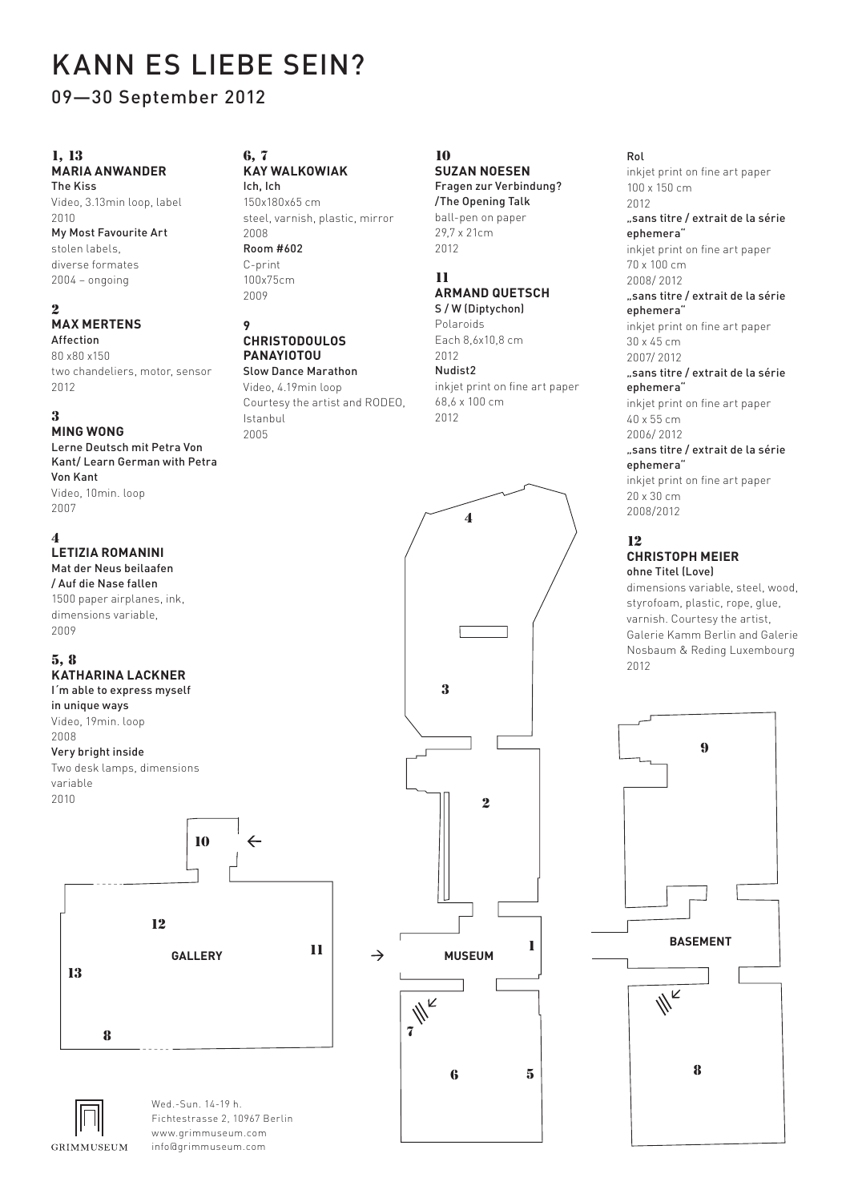# KANN ES LIEBE SEIN?

## 09—30 September 2012

**1, 13**
**MARIA ANWANDER**
**The Kiss**
Video, 3.13min loop, label
2010
**My Most Favourite Art**
stolen labels,
diverse formates
2004 – ongoing

**2**
**MAX MERTENS**
**Affection**
80 x80 x150
two chandeliers, motor, sensor
2012

**3**
**MING WONG**
**Lerne Deutsch mit Petra Von Kant/ Learn German with Petra Von Kant**
Video, 10min. loop
2007

**4**
**LETIZIA ROMANINI**
**Mat der Neus beilaafen / Auf die Nase fallen**
1500 paper airplanes, ink, dimensions variable,
2009

**5, 8**
**KATHARINA LACKNER**
**I´m able to express myself in unique ways**
Video, 19min. loop
2008
**Very bright inside**
Two desk lamps, dimensions variable
2010

**6, 7**
**KAY WALKOWIAK**
**Ich, Ich**
150x180x65 cm
steel, varnish, plastic, mirror
2008
**Room #602**
C-print
100x75cm
2009

**9**
**CHRISTODOULOS PANAYIOTOU**
**Slow Dance Marathon**
Video, 4.19min loop
Courtesy the artist and RODEO, Istanbul
2005

**10**
**SUZAN NOESEN**
**Fragen zur Verbindung? /The Opening Talk**
ball-pen on paper
29,7 x 21cm
2012

**11**
**ARMAND QUETSCH**
**S / W (Diptychon)**
Polaroids
Each 8,6x10,8 cm
2012
**Nudist2**
inkjet print on fine art paper
68,6 x 100 cm
2012
**Rol**
inkjet print on fine art paper
100 x 150 cm
2012
**„sans titre / extrait de la série ephemera"**
inkjet print on fine art paper
70 x 100 cm
2008/ 2012
**„sans titre / extrait de la série ephemera"**
inkjet print on fine art paper
30 x 45 cm
2007/ 2012
**„sans titre / extrait de la série ephemera"**
inkjet print on fine art paper
40 x 55 cm
2006/ 2012
**„sans titre / extrait de la série ephemera"**
inkjet print on fine art paper
20 x 30 cm
2008/2012

**12**
**CHRISTOPH MEIER**
**ohne Titel (Love)**
dimensions variable, steel, wood, styrofoam, plastic, rope, glue, varnish. Courtesy the artist, Galerie Kamm Berlin and Galerie Nosbaum & Reding Luxembourg
2012

GALLERY

MUSEUM

BASEMENT

GRIMMUSEUM

Wed.-Sun. 14-19 h.
Fichtestrasse 2, 10967 Berlin
www.grimmuseum.com
info@grimmuseum.com